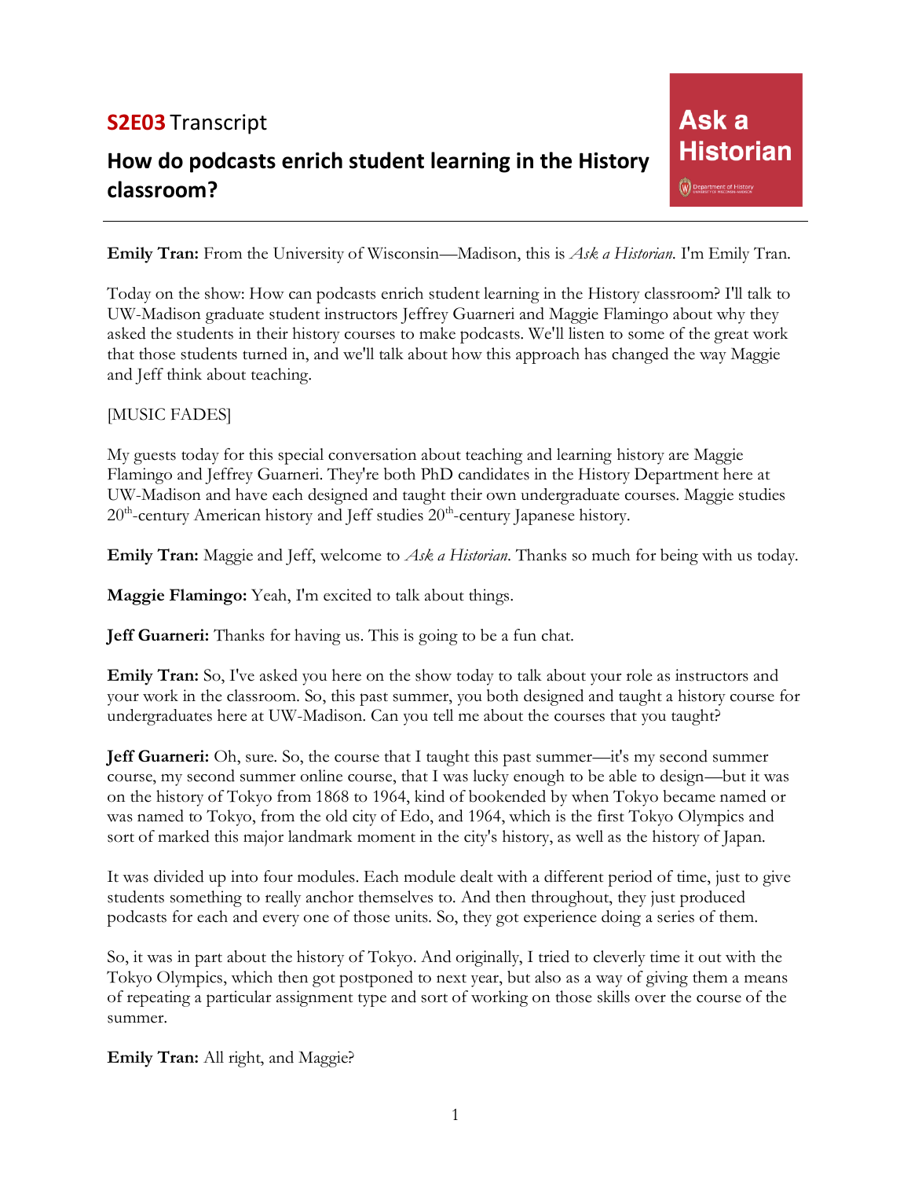**S2E03** Transcript

## How do podcasts enrich student learning in the History classroom?

Ask a Historian

**Emily Tran:** From the University of Wisconsin—Madison, this is *Ask a Historian.* I'm Emily Tran.

Today on the show: How can podcasts enrich student learning in the History classroom? I'll talk to UW-Madison graduate student instructors Jeffrey Guarneri and Maggie Flamingo about why they asked the students in their history courses to make podcasts. We'll listen to some of the great work that those students turned in, and we'll talk about how this approach has changed the way Maggie and Jeff think about teaching.

[MUSIC FADES]

My guests today for this special conversation about teaching and learning history are Maggie Flamingo and Jeffrey Guarneri. They're both PhD candidates in the History Department here at UW-Madison and have each designed and taught their own undergraduate courses. Maggie studies 20th-century American history and Jeff studies 20th-century Japanese history.

**Emily Tran:** Maggie and Jeff, welcome to *Ask a Historian.* Thanks so much for being with us today.

**Maggie Flamingo:** Yeah, I'm excited to talk about things.

**Jeff Guarneri:** Thanks for having us. This is going to be a fun chat.

**Emily Tran:** So, I've asked you here on the show today to talk about your role as instructors and your work in the classroom. So, this past summer, you both designed and taught a history course for undergraduates here at UW-Madison. Can you tell me about the courses that you taught?

**Jeff Guarneri:** Oh, sure. So, the course that I taught this past summer—it's my second summer course, my second summer online course, that I was lucky enough to be able to design—but it was on the history of Tokyo from 1868 to 1964, kind of bookended by when Tokyo became named or was named to Tokyo, from the old city of Edo, and 1964, which is the first Tokyo Olympics and sort of marked this major landmark moment in the city's history, as well as the history of Japan.

It was divided up into four modules. Each module dealt with a different period of time, just to give students something to really anchor themselves to. And then throughout, they just produced podcasts for each and every one of those units. So, they got experience doing a series of them.

So, it was in part about the history of Tokyo. And originally, I tried to cleverly time it out with the Tokyo Olympics, which then got postponed to next year, but also as a way of giving them a means of repeating a particular assignment type and sort of working on those skills over the course of the summer.

**Emily Tran:** All right, and Maggie?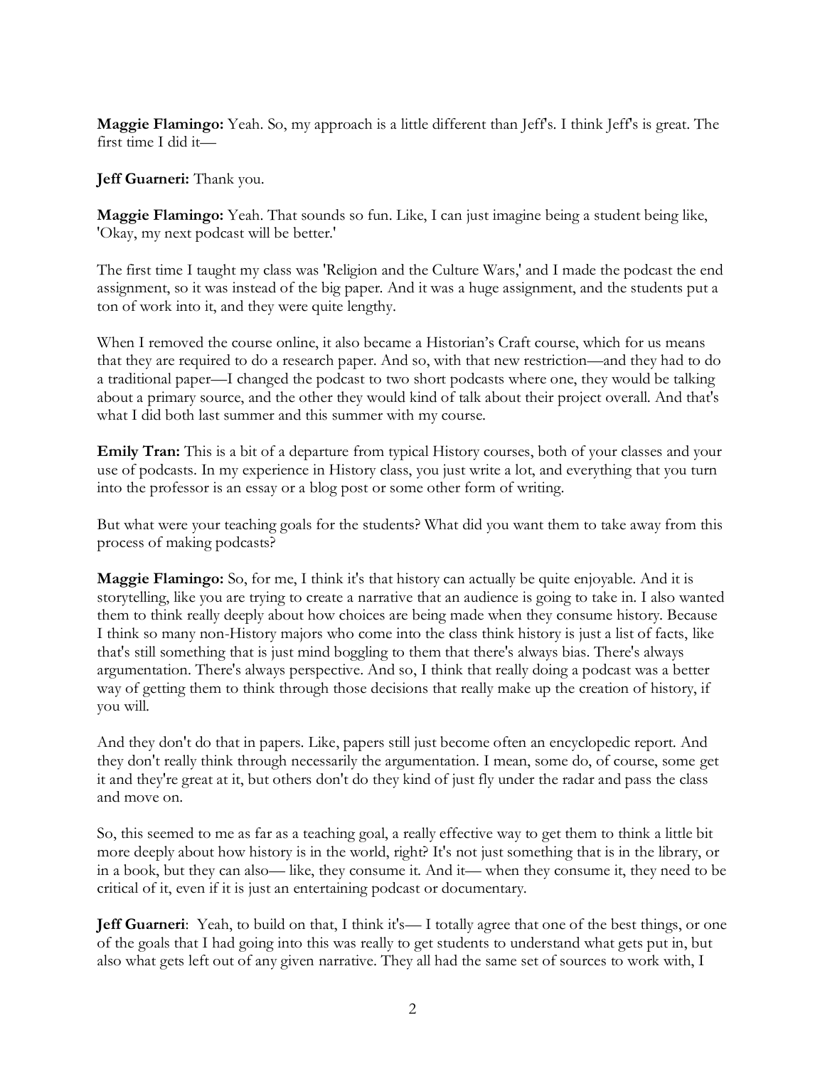**Maggie Flamingo:** Yeah. So, my approach is a little different than Jeff's. I think Jeff's is great. The first time I did it—

**Jeff Guarneri:** Thank you.

**Maggie Flamingo:** Yeah. That sounds so fun. Like, I can just imagine being a student being like, 'Okay, my next podcast will be better.'

The first time I taught my class was 'Religion and the Culture Wars,' and I made the podcast the end assignment, so it was instead of the big paper. And it was a huge assignment, and the students put a ton of work into it, and they were quite lengthy.

When I removed the course online, it also became a Historian's Craft course, which for us means that they are required to do a research paper. And so, with that new restriction—and they had to do a traditional paper—I changed the podcast to two short podcasts where one, they would be talking about a primary source, and the other they would kind of talk about their project overall. And that's what I did both last summer and this summer with my course.

**Emily Tran:** This is a bit of a departure from typical History courses, both of your classes and your use of podcasts. In my experience in History class, you just write a lot, and everything that you turn into the professor is an essay or a blog post or some other form of writing.

But what were your teaching goals for the students? What did you want them to take away from this process of making podcasts?

**Maggie Flamingo:** So, for me, I think it's that history can actually be quite enjoyable. And it is storytelling, like you are trying to create a narrative that an audience is going to take in. I also wanted them to think really deeply about how choices are being made when they consume history. Because I think so many non-History majors who come into the class think history is just a list of facts, like that's still something that is just mind boggling to them that there's always bias. There's always argumentation. There's always perspective. And so, I think that really doing a podcast was a better way of getting them to think through those decisions that really make up the creation of history, if you will.

And they don't do that in papers. Like, papers still just become often an encyclopedic report. And they don't really think through necessarily the argumentation. I mean, some do, of course, some get it and they're great at it, but others don't do they kind of just fly under the radar and pass the class and move on.

So, this seemed to me as far as a teaching goal, a really effective way to get them to think a little bit more deeply about how history is in the world, right? It's not just something that is in the library, or in a book, but they can also— like, they consume it. And it— when they consume it, they need to be critical of it, even if it is just an entertaining podcast or documentary.

**Jeff Guarneri**: Yeah, to build on that, I think it's— I totally agree that one of the best things, or one of the goals that I had going into this was really to get students to understand what gets put in, but also what gets left out of any given narrative. They all had the same set of sources to work with, I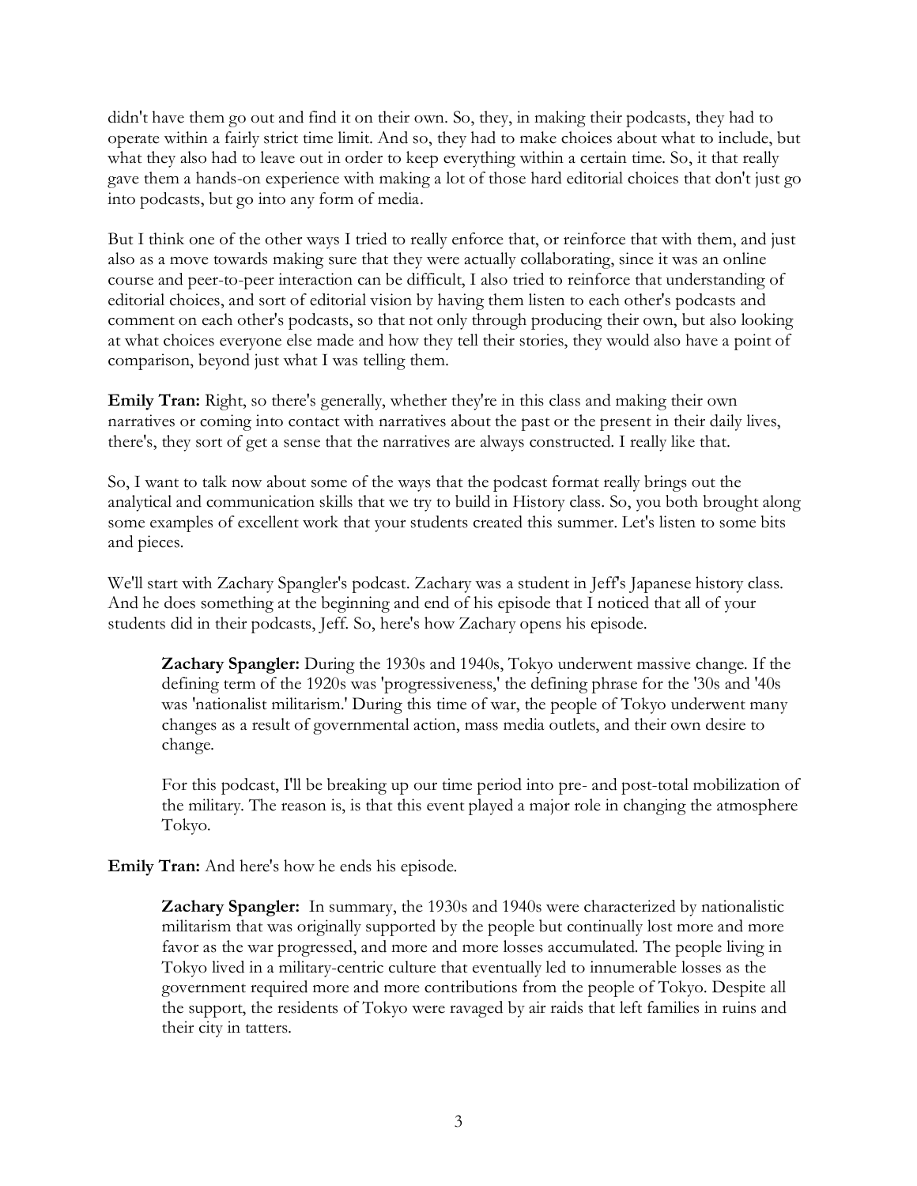didn't have them go out and find it on their own. So, they, in making their podcasts, they had to operate within a fairly strict time limit. And so, they had to make choices about what to include, but what they also had to leave out in order to keep everything within a certain time. So, it that really gave them a hands-on experience with making a lot of those hard editorial choices that don't just go into podcasts, but go into any form of media.

But I think one of the other ways I tried to really enforce that, or reinforce that with them, and just also as a move towards making sure that they were actually collaborating, since it was an online course and peer-to-peer interaction can be difficult, I also tried to reinforce that understanding of editorial choices, and sort of editorial vision by having them listen to each other's podcasts and comment on each other's podcasts, so that not only through producing their own, but also looking at what choices everyone else made and how they tell their stories, they would also have a point of comparison, beyond just what I was telling them.

**Emily Tran:** Right, so there's generally, whether they're in this class and making their own narratives or coming into contact with narratives about the past or the present in their daily lives, there's, they sort of get a sense that the narratives are always constructed. I really like that.

So, I want to talk now about some of the ways that the podcast format really brings out the analytical and communication skills that we try to build in History class. So, you both brought along some examples of excellent work that your students created this summer. Let's listen to some bits and pieces.

We'll start with Zachary Spangler's podcast. Zachary was a student in Jeff's Japanese history class. And he does something at the beginning and end of his episode that I noticed that all of your students did in their podcasts, Jeff. So, here's how Zachary opens his episode.

> **Zachary Spangler:** During the 1930s and 1940s, Tokyo underwent massive change. If the defining term of the 1920s was 'progressiveness,' the defining phrase for the '30s and '40s was 'nationalist militarism.' During this time of war, the people of Tokyo underwent many changes as a result of governmental action, mass media outlets, and their own desire to change.
>
> For this podcast, I'll be breaking up our time period into pre- and post-total mobilization of the military. The reason is, is that this event played a major role in changing the atmosphere Tokyo.

**Emily Tran:** And here's how he ends his episode.

> **Zachary Spangler:** In summary, the 1930s and 1940s were characterized by nationalistic militarism that was originally supported by the people but continually lost more and more favor as the war progressed, and more and more losses accumulated. The people living in Tokyo lived in a military-centric culture that eventually led to innumerable losses as the government required more and more contributions from the people of Tokyo. Despite all the support, the residents of Tokyo were ravaged by air raids that left families in ruins and their city in tatters.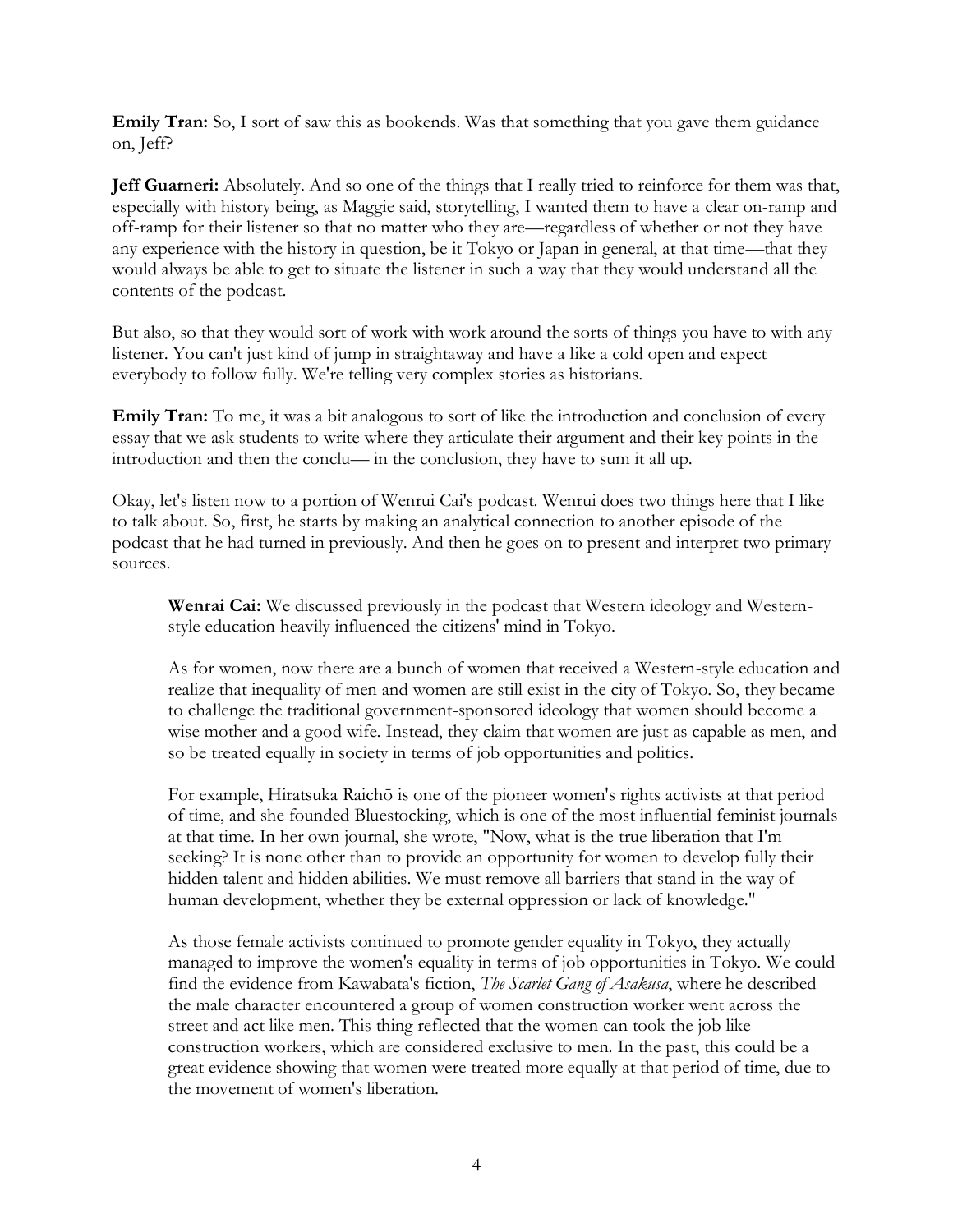**Emily Tran:** So, I sort of saw this as bookends. Was that something that you gave them guidance on, Jeff?

**Jeff Guarneri:** Absolutely. And so one of the things that I really tried to reinforce for them was that, especially with history being, as Maggie said, storytelling, I wanted them to have a clear on-ramp and off-ramp for their listener so that no matter who they are—regardless of whether or not they have any experience with the history in question, be it Tokyo or Japan in general, at that time—that they would always be able to get to situate the listener in such a way that they would understand all the contents of the podcast.

But also, so that they would sort of work with work around the sorts of things you have to with any listener. You can't just kind of jump in straightaway and have a like a cold open and expect everybody to follow fully. We're telling very complex stories as historians.

**Emily Tran:** To me, it was a bit analogous to sort of like the introduction and conclusion of every essay that we ask students to write where they articulate their argument and their key points in the introduction and then the conclu— in the conclusion, they have to sum it all up.

Okay, let's listen now to a portion of Wenrui Cai's podcast. Wenrui does two things here that I like to talk about. So, first, he starts by making an analytical connection to another episode of the podcast that he had turned in previously. And then he goes on to present and interpret two primary sources.

> **Wenrai Cai:** We discussed previously in the podcast that Western ideology and Western-style education heavily influenced the citizens' mind in Tokyo.
>
> As for women, now there are a bunch of women that received a Western-style education and realize that inequality of men and women are still exist in the city of Tokyo. So, they became to challenge the traditional government-sponsored ideology that women should become a wise mother and a good wife. Instead, they claim that women are just as capable as men, and so be treated equally in society in terms of job opportunities and politics.
>
> For example, Hiratsuka Raichō is one of the pioneer women's rights activists at that period of time, and she founded Bluestocking, which is one of the most influential feminist journals at that time. In her own journal, she wrote, "Now, what is the true liberation that I'm seeking? It is none other than to provide an opportunity for women to develop fully their hidden talent and hidden abilities. We must remove all barriers that stand in the way of human development, whether they be external oppression or lack of knowledge."
>
> As those female activists continued to promote gender equality in Tokyo, they actually managed to improve the women's equality in terms of job opportunities in Tokyo. We could find the evidence from Kawabata's fiction, *The Scarlet Gang of Asakusa*, where he described the male character encountered a group of women construction worker went across the street and act like men. This thing reflected that the women can took the job like construction workers, which are considered exclusive to men. In the past, this could be a great evidence showing that women were treated more equally at that period of time, due to the movement of women's liberation.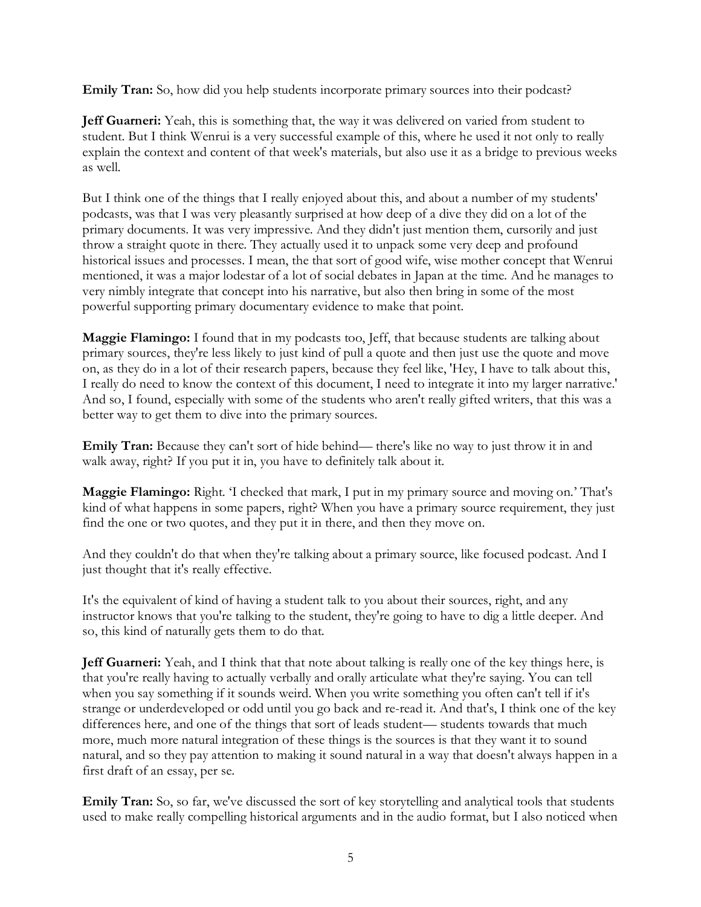**Emily Tran:** So, how did you help students incorporate primary sources into their podcast?

**Jeff Guarneri:** Yeah, this is something that, the way it was delivered on varied from student to student. But I think Wenrui is a very successful example of this, where he used it not only to really explain the context and content of that week's materials, but also use it as a bridge to previous weeks as well.

But I think one of the things that I really enjoyed about this, and about a number of my students' podcasts, was that I was very pleasantly surprised at how deep of a dive they did on a lot of the primary documents. It was very impressive. And they didn't just mention them, cursorily and just throw a straight quote in there. They actually used it to unpack some very deep and profound historical issues and processes. I mean, the that sort of good wife, wise mother concept that Wenrui mentioned, it was a major lodestar of a lot of social debates in Japan at the time. And he manages to very nimbly integrate that concept into his narrative, but also then bring in some of the most powerful supporting primary documentary evidence to make that point.

**Maggie Flamingo:** I found that in my podcasts too, Jeff, that because students are talking about primary sources, they're less likely to just kind of pull a quote and then just use the quote and move on, as they do in a lot of their research papers, because they feel like, 'Hey, I have to talk about this, I really do need to know the context of this document, I need to integrate it into my larger narrative.' And so, I found, especially with some of the students who aren't really gifted writers, that this was a better way to get them to dive into the primary sources.

**Emily Tran:** Because they can't sort of hide behind— there's like no way to just throw it in and walk away, right? If you put it in, you have to definitely talk about it.

**Maggie Flamingo:** Right. 'I checked that mark, I put in my primary source and moving on.' That's kind of what happens in some papers, right? When you have a primary source requirement, they just find the one or two quotes, and they put it in there, and then they move on.

And they couldn't do that when they're talking about a primary source, like focused podcast. And I just thought that it's really effective.

It's the equivalent of kind of having a student talk to you about their sources, right, and any instructor knows that you're talking to the student, they're going to have to dig a little deeper. And so, this kind of naturally gets them to do that.

**Jeff Guarneri:** Yeah, and I think that that note about talking is really one of the key things here, is that you're really having to actually verbally and orally articulate what they're saying. You can tell when you say something if it sounds weird. When you write something you often can't tell if it's strange or underdeveloped or odd until you go back and re-read it. And that's, I think one of the key differences here, and one of the things that sort of leads student— students towards that much more, much more natural integration of these things is the sources is that they want it to sound natural, and so they pay attention to making it sound natural in a way that doesn't always happen in a first draft of an essay, per se.

**Emily Tran:** So, so far, we've discussed the sort of key storytelling and analytical tools that students used to make really compelling historical arguments and in the audio format, but I also noticed when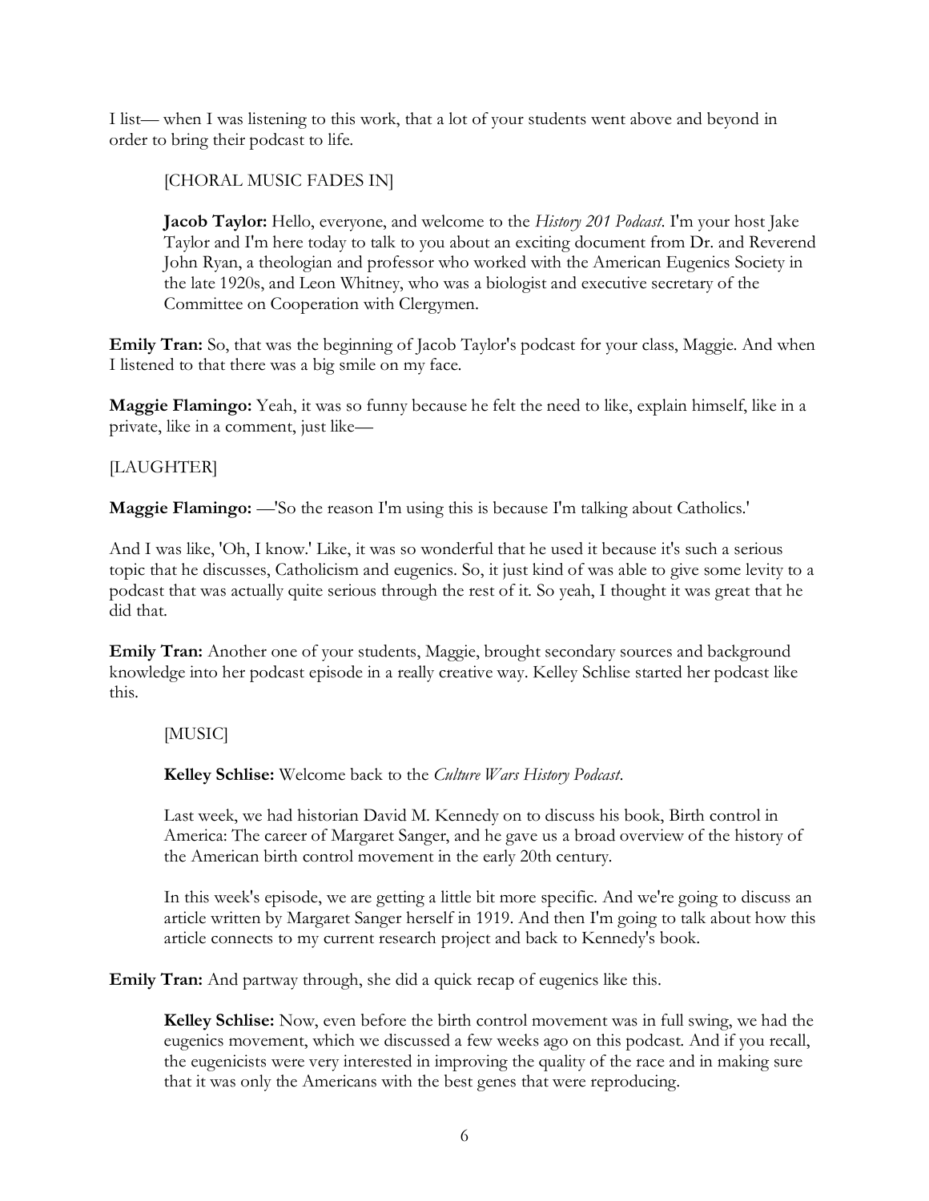I list— when I was listening to this work, that a lot of your students went above and beyond in order to bring their podcast to life.

> [CHORAL MUSIC FADES IN]
>
> **Jacob Taylor:** Hello, everyone, and welcome to the *History 201 Podcast*. I'm your host Jake Taylor and I'm here today to talk to you about an exciting document from Dr. and Reverend John Ryan, a theologian and professor who worked with the American Eugenics Society in the late 1920s, and Leon Whitney, who was a biologist and executive secretary of the Committee on Cooperation with Clergymen.

**Emily Tran:** So, that was the beginning of Jacob Taylor's podcast for your class, Maggie. And when I listened to that there was a big smile on my face.

**Maggie Flamingo:** Yeah, it was so funny because he felt the need to like, explain himself, like in a private, like in a comment, just like—

[LAUGHTER]

**Maggie Flamingo:** —'So the reason I'm using this is because I'm talking about Catholics.'

And I was like, 'Oh, I know.' Like, it was so wonderful that he used it because it's such a serious topic that he discusses, Catholicism and eugenics. So, it just kind of was able to give some levity to a podcast that was actually quite serious through the rest of it. So yeah, I thought it was great that he did that.

**Emily Tran:** Another one of your students, Maggie, brought secondary sources and background knowledge into her podcast episode in a really creative way. Kelley Schlise started her podcast like this.

> [MUSIC]
>
> **Kelley Schlise:** Welcome back to the *Culture Wars History Podcast*.
>
> Last week, we had historian David M. Kennedy on to discuss his book, Birth control in America: The career of Margaret Sanger, and he gave us a broad overview of the history of the American birth control movement in the early 20th century.
>
> In this week's episode, we are getting a little bit more specific. And we're going to discuss an article written by Margaret Sanger herself in 1919. And then I'm going to talk about how this article connects to my current research project and back to Kennedy's book.

**Emily Tran:** And partway through, she did a quick recap of eugenics like this.

> **Kelley Schlise:** Now, even before the birth control movement was in full swing, we had the eugenics movement, which we discussed a few weeks ago on this podcast. And if you recall, the eugenicists were very interested in improving the quality of the race and in making sure that it was only the Americans with the best genes that were reproducing.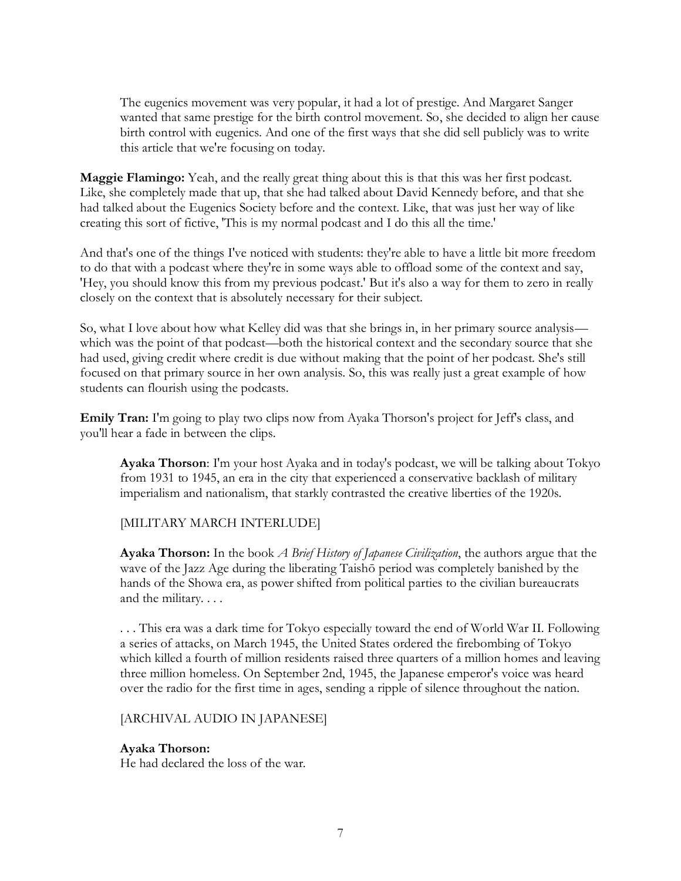> The eugenics movement was very popular, it had a lot of prestige. And Margaret Sanger wanted that same prestige for the birth control movement. So, she decided to align her cause birth control with eugenics. And one of the first ways that she did sell publicly was to write this article that we're focusing on today.

**Maggie Flamingo:** Yeah, and the really great thing about this is that this was her first podcast. Like, she completely made that up, that she had talked about David Kennedy before, and that she had talked about the Eugenics Society before and the context. Like, that was just her way of like creating this sort of fictive, 'This is my normal podcast and I do this all the time.'

And that's one of the things I've noticed with students: they're able to have a little bit more freedom to do that with a podcast where they're in some ways able to offload some of the context and say, 'Hey, you should know this from my previous podcast.' But it's also a way for them to zero in really closely on the context that is absolutely necessary for their subject.

So, what I love about how what Kelley did was that she brings in, in her primary source analysis—which was the point of that podcast—both the historical context and the secondary source that she had used, giving credit where credit is due without making that the point of her podcast. She's still focused on that primary source in her own analysis. So, this was really just a great example of how students can flourish using the podcasts.

**Emily Tran:** I'm going to play two clips now from Ayaka Thorson's project for Jeff's class, and you'll hear a fade in between the clips.

> **Ayaka Thorson**: I'm your host Ayaka and in today's podcast, we will be talking about Tokyo from 1931 to 1945, an era in the city that experienced a conservative backlash of military imperialism and nationalism, that starkly contrasted the creative liberties of the 1920s.
>
> [MILITARY MARCH INTERLUDE]
>
> **Ayaka Thorson:** In the book *A Brief History of Japanese Civilization*, the authors argue that the wave of the Jazz Age during the liberating Taishō period was completely banished by the hands of the Showa era, as power shifted from political parties to the civilian bureaucrats and the military. . . .
>
> . . . This era was a dark time for Tokyo especially toward the end of World War II. Following a series of attacks, on March 1945, the United States ordered the firebombing of Tokyo which killed a fourth of million residents raised three quarters of a million homes and leaving three million homeless. On September 2nd, 1945, the Japanese emperor's voice was heard over the radio for the first time in ages, sending a ripple of silence throughout the nation.
>
> [ARCHIVAL AUDIO IN JAPANESE]
>
> **Ayaka Thorson:**
> He had declared the loss of the war.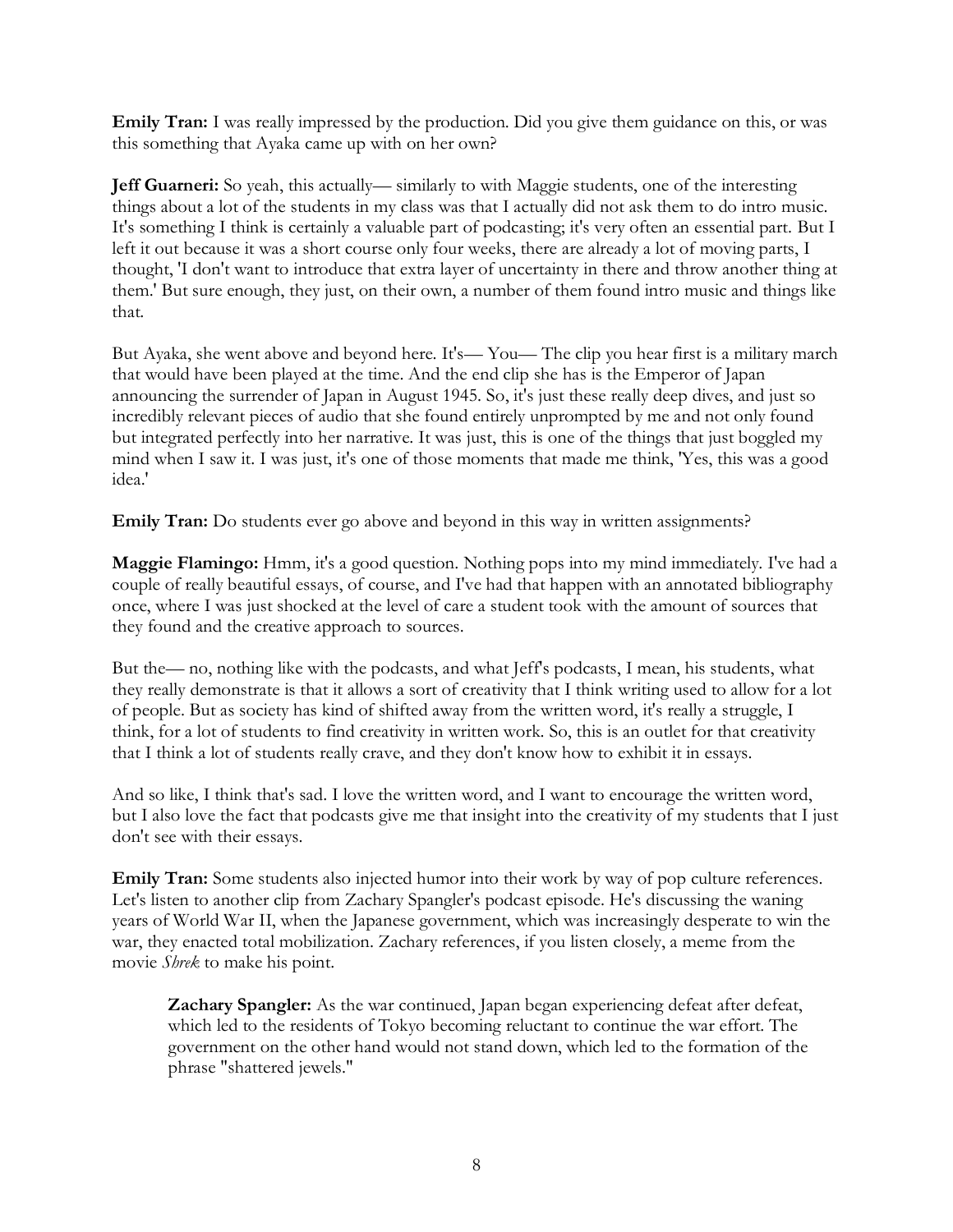**Emily Tran:** I was really impressed by the production. Did you give them guidance on this, or was this something that Ayaka came up with on her own?

**Jeff Guarneri:** So yeah, this actually— similarly to with Maggie students, one of the interesting things about a lot of the students in my class was that I actually did not ask them to do intro music. It's something I think is certainly a valuable part of podcasting; it's very often an essential part. But I left it out because it was a short course only four weeks, there are already a lot of moving parts, I thought, 'I don't want to introduce that extra layer of uncertainty in there and throw another thing at them.' But sure enough, they just, on their own, a number of them found intro music and things like that.

But Ayaka, she went above and beyond here. It's— You— The clip you hear first is a military march that would have been played at the time. And the end clip she has is the Emperor of Japan announcing the surrender of Japan in August 1945. So, it's just these really deep dives, and just so incredibly relevant pieces of audio that she found entirely unprompted by me and not only found but integrated perfectly into her narrative. It was just, this is one of the things that just boggled my mind when I saw it. I was just, it's one of those moments that made me think, 'Yes, this was a good idea.'

**Emily Tran:** Do students ever go above and beyond in this way in written assignments?

**Maggie Flamingo:** Hmm, it's a good question. Nothing pops into my mind immediately. I've had a couple of really beautiful essays, of course, and I've had that happen with an annotated bibliography once, where I was just shocked at the level of care a student took with the amount of sources that they found and the creative approach to sources.

But the— no, nothing like with the podcasts, and what Jeff's podcasts, I mean, his students, what they really demonstrate is that it allows a sort of creativity that I think writing used to allow for a lot of people. But as society has kind of shifted away from the written word, it's really a struggle, I think, for a lot of students to find creativity in written work. So, this is an outlet for that creativity that I think a lot of students really crave, and they don't know how to exhibit it in essays.

And so like, I think that's sad. I love the written word, and I want to encourage the written word, but I also love the fact that podcasts give me that insight into the creativity of my students that I just don't see with their essays.

**Emily Tran:** Some students also injected humor into their work by way of pop culture references. Let's listen to another clip from Zachary Spangler's podcast episode. He's discussing the waning years of World War II, when the Japanese government, which was increasingly desperate to win the war, they enacted total mobilization. Zachary references, if you listen closely, a meme from the movie *Shrek* to make his point.

> **Zachary Spangler:** As the war continued, Japan began experiencing defeat after defeat, which led to the residents of Tokyo becoming reluctant to continue the war effort. The government on the other hand would not stand down, which led to the formation of the phrase "shattered jewels."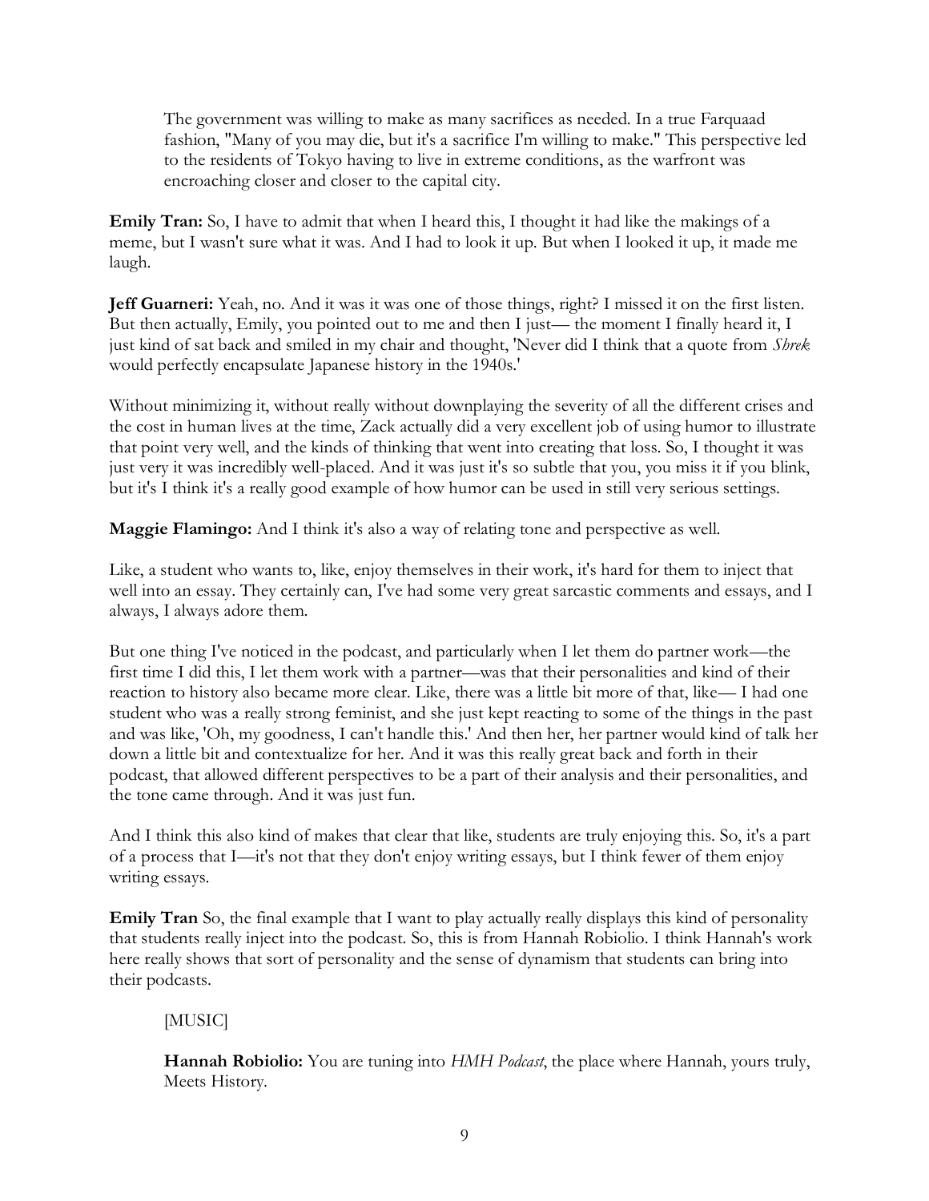> The government was willing to make as many sacrifices as needed. In a true Farquaad fashion, "Many of you may die, but it's a sacrifice I'm willing to make." This perspective led to the residents of Tokyo having to live in extreme conditions, as the warfront was encroaching closer and closer to the capital city.

**Emily Tran:** So, I have to admit that when I heard this, I thought it had like the makings of a meme, but I wasn't sure what it was. And I had to look it up. But when I looked it up, it made me laugh.

**Jeff Guarneri:** Yeah, no. And it was it was one of those things, right? I missed it on the first listen. But then actually, Emily, you pointed out to me and then I just— the moment I finally heard it, I just kind of sat back and smiled in my chair and thought, 'Never did I think that a quote from *Shrek* would perfectly encapsulate Japanese history in the 1940s.'

Without minimizing it, without really without downplaying the severity of all the different crises and the cost in human lives at the time, Zack actually did a very excellent job of using humor to illustrate that point very well, and the kinds of thinking that went into creating that loss. So, I thought it was just very it was incredibly well-placed. And it was just it's so subtle that you, you miss it if you blink, but it's I think it's a really good example of how humor can be used in still very serious settings.

**Maggie Flamingo:** And I think it's also a way of relating tone and perspective as well.

Like, a student who wants to, like, enjoy themselves in their work, it's hard for them to inject that well into an essay. They certainly can, I've had some very great sarcastic comments and essays, and I always, I always adore them.

But one thing I've noticed in the podcast, and particularly when I let them do partner work—the first time I did this, I let them work with a partner—was that their personalities and kind of their reaction to history also became more clear. Like, there was a little bit more of that, like— I had one student who was a really strong feminist, and she just kept reacting to some of the things in the past and was like, 'Oh, my goodness, I can't handle this.' And then her, her partner would kind of talk her down a little bit and contextualize for her. And it was this really great back and forth in their podcast, that allowed different perspectives to be a part of their analysis and their personalities, and the tone came through. And it was just fun.

And I think this also kind of makes that clear that like, students are truly enjoying this. So, it's a part of a process that I—it's not that they don't enjoy writing essays, but I think fewer of them enjoy writing essays.

**Emily Tran** So, the final example that I want to play actually really displays this kind of personality that students really inject into the podcast. So, this is from Hannah Robiolio. I think Hannah's work here really shows that sort of personality and the sense of dynamism that students can bring into their podcasts.

> [MUSIC]
>
> **Hannah Robiolio:** You are tuning into *HMH Podcast*, the place where Hannah, yours truly, Meets History.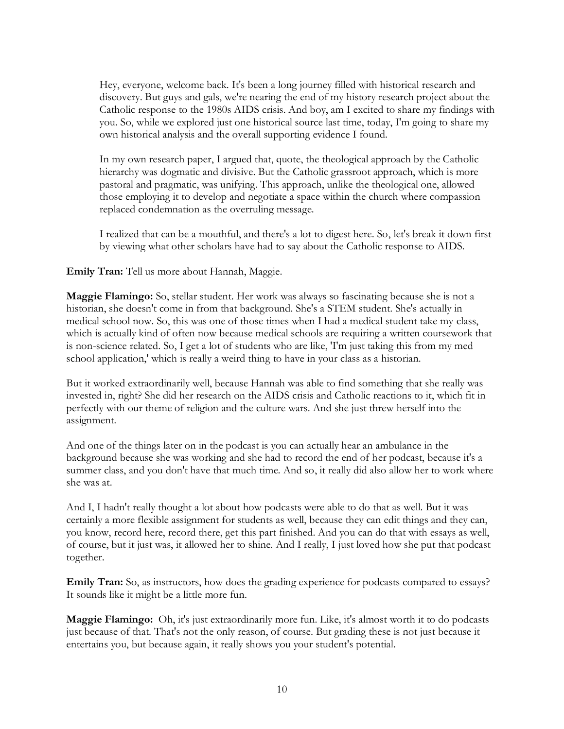> Hey, everyone, welcome back. It's been a long journey filled with historical research and discovery. But guys and gals, we're nearing the end of my history research project about the Catholic response to the 1980s AIDS crisis. And boy, am I excited to share my findings with you. So, while we explored just one historical source last time, today, I'm going to share my own historical analysis and the overall supporting evidence I found.
>
> In my own research paper, I argued that, quote, the theological approach by the Catholic hierarchy was dogmatic and divisive. But the Catholic grassroot approach, which is more pastoral and pragmatic, was unifying. This approach, unlike the theological one, allowed those employing it to develop and negotiate a space within the church where compassion replaced condemnation as the overruling message.
>
> I realized that can be a mouthful, and there's a lot to digest here. So, let's break it down first by viewing what other scholars have had to say about the Catholic response to AIDS.

**Emily Tran:** Tell us more about Hannah, Maggie.

**Maggie Flamingo:** So, stellar student. Her work was always so fascinating because she is not a historian, she doesn't come in from that background. She's a STEM student. She's actually in medical school now. So, this was one of those times when I had a medical student take my class, which is actually kind of often now because medical schools are requiring a written coursework that is non-science related. So, I get a lot of students who are like, 'I'm just taking this from my med school application,' which is really a weird thing to have in your class as a historian.

But it worked extraordinarily well, because Hannah was able to find something that she really was invested in, right? She did her research on the AIDS crisis and Catholic reactions to it, which fit in perfectly with our theme of religion and the culture wars. And she just threw herself into the assignment.

And one of the things later on in the podcast is you can actually hear an ambulance in the background because she was working and she had to record the end of her podcast, because it's a summer class, and you don't have that much time. And so, it really did also allow her to work where she was at.

And I, I hadn't really thought a lot about how podcasts were able to do that as well. But it was certainly a more flexible assignment for students as well, because they can edit things and they can, you know, record here, record there, get this part finished. And you can do that with essays as well, of course, but it just was, it allowed her to shine. And I really, I just loved how she put that podcast together.

**Emily Tran:** So, as instructors, how does the grading experience for podcasts compared to essays? It sounds like it might be a little more fun.

**Maggie Flamingo:** Oh, it's just extraordinarily more fun. Like, it's almost worth it to do podcasts just because of that. That's not the only reason, of course. But grading these is not just because it entertains you, but because again, it really shows you your student's potential.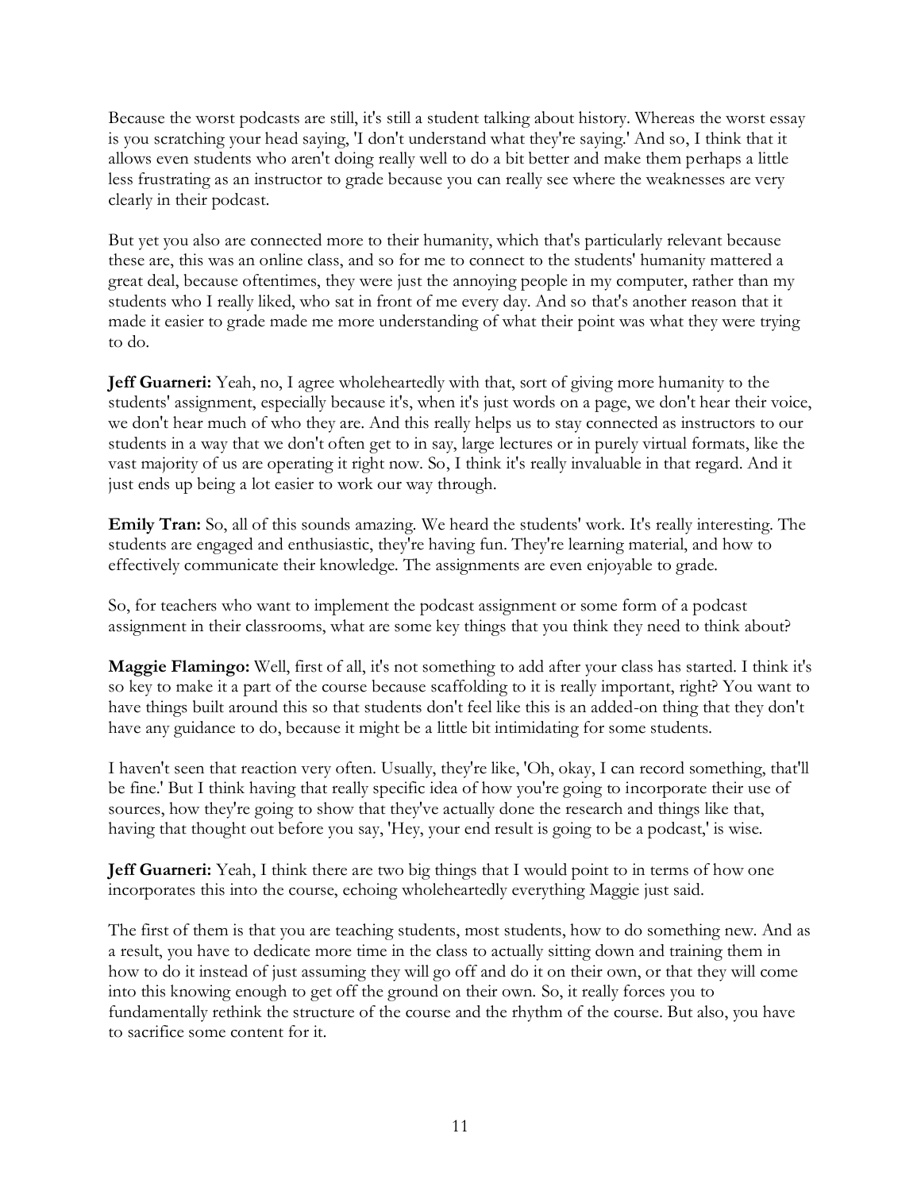Because the worst podcasts are still, it's still a student talking about history. Whereas the worst essay is you scratching your head saying, 'I don't understand what they're saying.' And so, I think that it allows even students who aren't doing really well to do a bit better and make them perhaps a little less frustrating as an instructor to grade because you can really see where the weaknesses are very clearly in their podcast.

But yet you also are connected more to their humanity, which that's particularly relevant because these are, this was an online class, and so for me to connect to the students' humanity mattered a great deal, because oftentimes, they were just the annoying people in my computer, rather than my students who I really liked, who sat in front of me every day. And so that's another reason that it made it easier to grade made me more understanding of what their point was what they were trying to do.

**Jeff Guarneri:** Yeah, no, I agree wholeheartedly with that, sort of giving more humanity to the students' assignment, especially because it's, when it's just words on a page, we don't hear their voice, we don't hear much of who they are. And this really helps us to stay connected as instructors to our students in a way that we don't often get to in say, large lectures or in purely virtual formats, like the vast majority of us are operating it right now. So, I think it's really invaluable in that regard. And it just ends up being a lot easier to work our way through.

**Emily Tran:** So, all of this sounds amazing. We heard the students' work. It's really interesting. The students are engaged and enthusiastic, they're having fun. They're learning material, and how to effectively communicate their knowledge. The assignments are even enjoyable to grade.

So, for teachers who want to implement the podcast assignment or some form of a podcast assignment in their classrooms, what are some key things that you think they need to think about?

**Maggie Flamingo:** Well, first of all, it's not something to add after your class has started. I think it's so key to make it a part of the course because scaffolding to it is really important, right? You want to have things built around this so that students don't feel like this is an added-on thing that they don't have any guidance to do, because it might be a little bit intimidating for some students.

I haven't seen that reaction very often. Usually, they're like, 'Oh, okay, I can record something, that'll be fine.' But I think having that really specific idea of how you're going to incorporate their use of sources, how they're going to show that they've actually done the research and things like that, having that thought out before you say, 'Hey, your end result is going to be a podcast,' is wise.

**Jeff Guarneri:** Yeah, I think there are two big things that I would point to in terms of how one incorporates this into the course, echoing wholeheartedly everything Maggie just said.

The first of them is that you are teaching students, most students, how to do something new. And as a result, you have to dedicate more time in the class to actually sitting down and training them in how to do it instead of just assuming they will go off and do it on their own, or that they will come into this knowing enough to get off the ground on their own. So, it really forces you to fundamentally rethink the structure of the course and the rhythm of the course. But also, you have to sacrifice some content for it.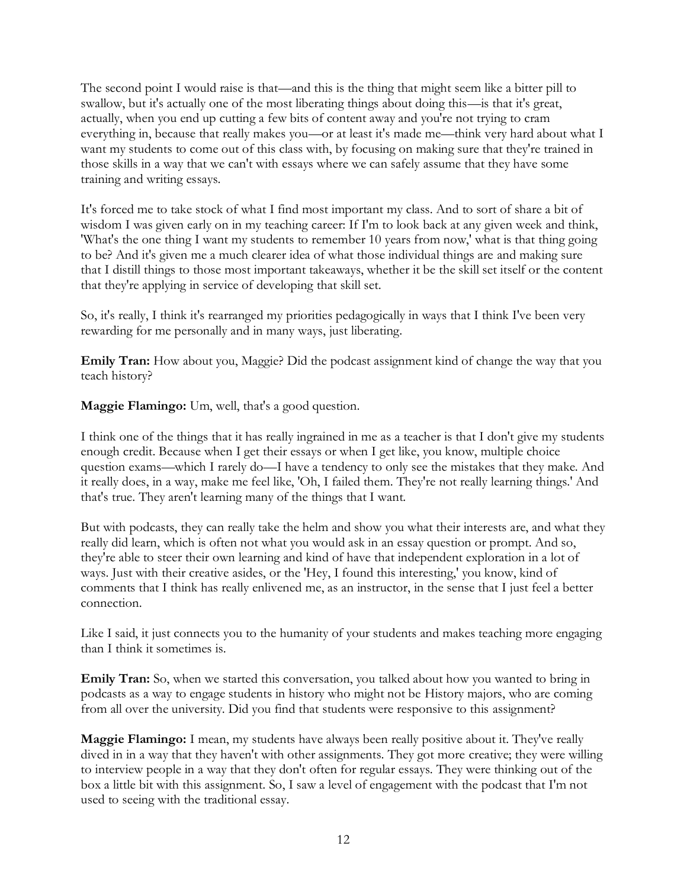The second point I would raise is that—and this is the thing that might seem like a bitter pill to swallow, but it's actually one of the most liberating things about doing this—is that it's great, actually, when you end up cutting a few bits of content away and you're not trying to cram everything in, because that really makes you—or at least it's made me—think very hard about what I want my students to come out of this class with, by focusing on making sure that they're trained in those skills in a way that we can't with essays where we can safely assume that they have some training and writing essays.

It's forced me to take stock of what I find most important my class. And to sort of share a bit of wisdom I was given early on in my teaching career: If I'm to look back at any given week and think, 'What's the one thing I want my students to remember 10 years from now,' what is that thing going to be? And it's given me a much clearer idea of what those individual things are and making sure that I distill things to those most important takeaways, whether it be the skill set itself or the content that they're applying in service of developing that skill set.

So, it's really, I think it's rearranged my priorities pedagogically in ways that I think I've been very rewarding for me personally and in many ways, just liberating.

**Emily Tran:** How about you, Maggie? Did the podcast assignment kind of change the way that you teach history?

**Maggie Flamingo:** Um, well, that's a good question.

I think one of the things that it has really ingrained in me as a teacher is that I don't give my students enough credit. Because when I get their essays or when I get like, you know, multiple choice question exams—which I rarely do—I have a tendency to only see the mistakes that they make. And it really does, in a way, make me feel like, 'Oh, I failed them. They're not really learning things.' And that's true. They aren't learning many of the things that I want.

But with podcasts, they can really take the helm and show you what their interests are, and what they really did learn, which is often not what you would ask in an essay question or prompt. And so, they're able to steer their own learning and kind of have that independent exploration in a lot of ways. Just with their creative asides, or the 'Hey, I found this interesting,' you know, kind of comments that I think has really enlivened me, as an instructor, in the sense that I just feel a better connection.

Like I said, it just connects you to the humanity of your students and makes teaching more engaging than I think it sometimes is.

**Emily Tran:** So, when we started this conversation, you talked about how you wanted to bring in podcasts as a way to engage students in history who might not be History majors, who are coming from all over the university. Did you find that students were responsive to this assignment?

**Maggie Flamingo:** I mean, my students have always been really positive about it. They've really dived in in a way that they haven't with other assignments. They got more creative; they were willing to interview people in a way that they don't often for regular essays. They were thinking out of the box a little bit with this assignment. So, I saw a level of engagement with the podcast that I'm not used to seeing with the traditional essay.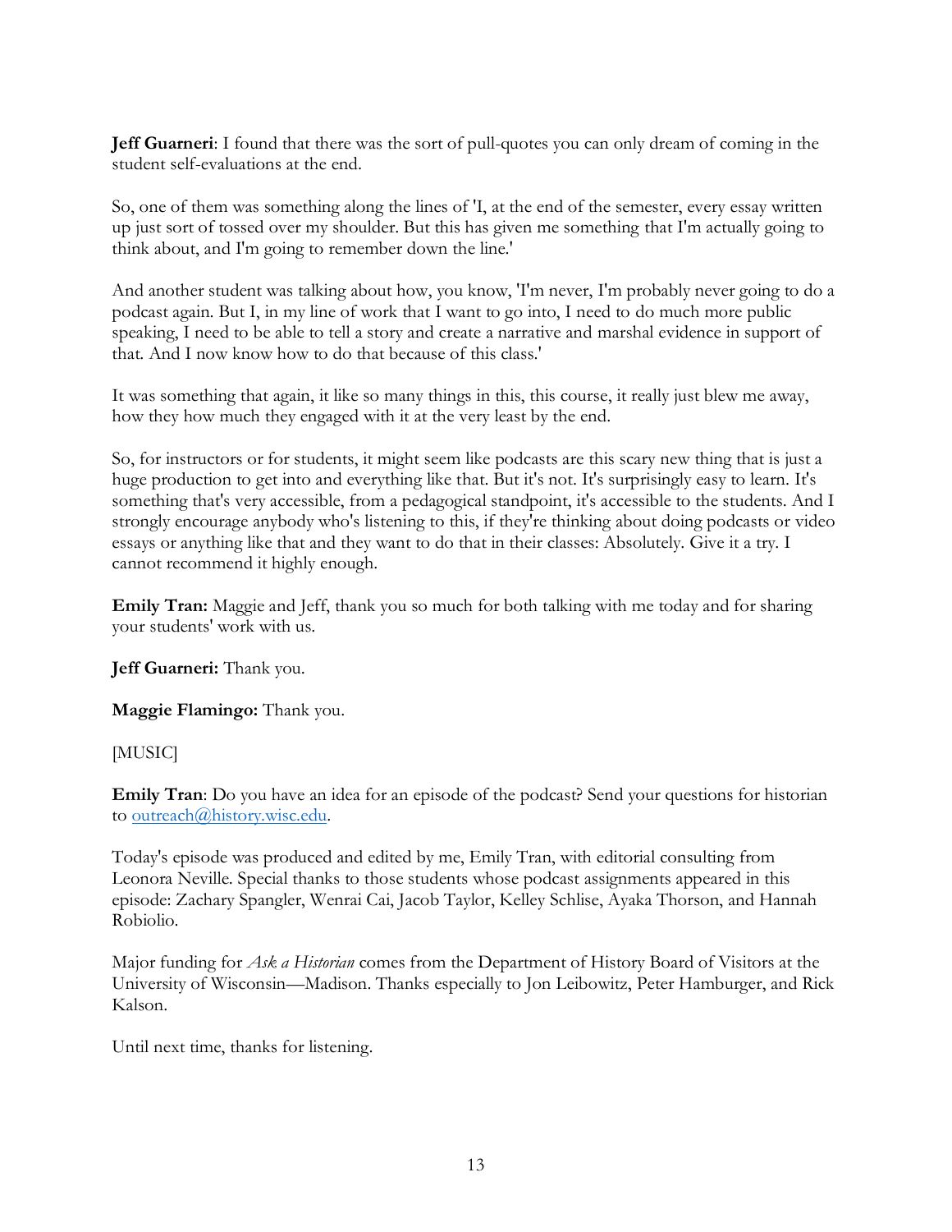**Jeff Guarneri**: I found that there was the sort of pull-quotes you can only dream of coming in the student self-evaluations at the end.

So, one of them was something along the lines of 'I, at the end of the semester, every essay written up just sort of tossed over my shoulder. But this has given me something that I'm actually going to think about, and I'm going to remember down the line.'

And another student was talking about how, you know, 'I'm never, I'm probably never going to do a podcast again. But I, in my line of work that I want to go into, I need to do much more public speaking, I need to be able to tell a story and create a narrative and marshal evidence in support of that. And I now know how to do that because of this class.'

It was something that again, it like so many things in this, this course, it really just blew me away, how they how much they engaged with it at the very least by the end.

So, for instructors or for students, it might seem like podcasts are this scary new thing that is just a huge production to get into and everything like that. But it's not. It's surprisingly easy to learn. It's something that's very accessible, from a pedagogical standpoint, it's accessible to the students. And I strongly encourage anybody who's listening to this, if they're thinking about doing podcasts or video essays or anything like that and they want to do that in their classes: Absolutely. Give it a try. I cannot recommend it highly enough.

**Emily Tran:** Maggie and Jeff, thank you so much for both talking with me today and for sharing your students' work with us.

**Jeff Guarneri:** Thank you.

**Maggie Flamingo:** Thank you.

[MUSIC]

**Emily Tran**: Do you have an idea for an episode of the podcast? Send your questions for historian to outreach@history.wisc.edu.

Today's episode was produced and edited by me, Emily Tran, with editorial consulting from Leonora Neville. Special thanks to those students whose podcast assignments appeared in this episode: Zachary Spangler, Wenrai Cai, Jacob Taylor, Kelley Schlise, Ayaka Thorson, and Hannah Robiolio.

Major funding for *Ask a Historian* comes from the Department of History Board of Visitors at the University of Wisconsin—Madison. Thanks especially to Jon Leibowitz, Peter Hamburger, and Rick Kalson.

Until next time, thanks for listening.